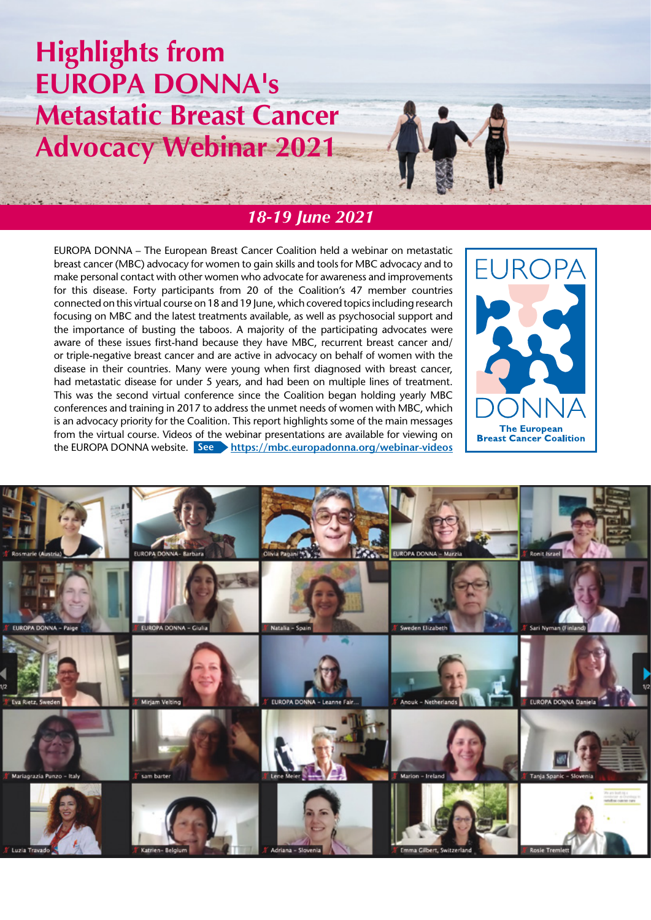# Highlights from EUROPA DONNA's Metastatic Breast Cancer Advocacy Webinar 2021

*18-19 June 2021*

EUROPA DONNA – The European Breast Cancer Coalition held a webinar on metastatic breast cancer (MBC) advocacy for women to gain skills and tools for MBC advocacy and to make personal contact with other women who advocate for awareness and improvements for this disease. Forty participants from 20 of the Coalition's 47 member countries connected on this virtual course on 18 and 19 June, which covered topics including research focusing on MBC and the latest treatments available, as well as psychosocial support and the importance of busting the taboos. A majority of the participating advocates were aware of these issues first-hand because they have MBC, recurrent breast cancer and/or triple-negative breast cancer and are active in advocacy on behalf of women with the disease in their countries. Many were young when first diagnosed with breast cancer, had metastatic disease for under 5 years, and had been on multiple lines of treatment. This was the second virtual conference since the Coalition began holding yearly MBC conferences and training in 2017 to address the unmet needs of women with MBC, which is an advocacy priority for the Coalition. This report highlights some of the main messages from the virtual course. Videos of the webinar presentations are available for viewing on the EUROPA DONNA website. **See** https://mbc.europadonna.org/webinar-videos

EUROPA DONNA
The European Breast Cancer Coalition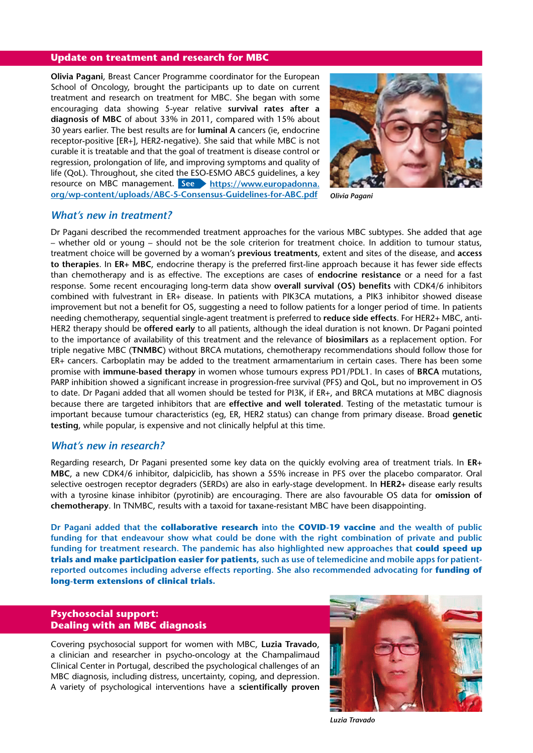## Update on treatment and research for MBC

**Olivia Pagani**, Breast Cancer Programme coordinator for the European School of Oncology, brought the participants up to date on current treatment and research on treatment for MBC. She began with some encouraging data showing 5-year relative **survival rates after a diagnosis of MBC** of about 33% in 2011, compared with 15% about 30 years earlier. The best results are for **luminal A** cancers (ie, endocrine receptor-positive [ER+], HER2-negative). She said that while MBC is not curable it is treatable and that the goal of treatment is disease control or regression, prolongation of life, and improving symptoms and quality of life (QoL). Throughout, she cited the ESO-ESMO ABC5 guidelines, a key resource on MBC management. **See** https://www.europadonna.org/wp-content/uploads/ABC-5-Consensus-Guidelines-for-ABC.pdf

*Olivia Pagani*

### *What's new in treatment?*

Dr Pagani described the recommended treatment approaches for the various MBC subtypes. She added that age – whether old or young – should not be the sole criterion for treatment choice. In addition to tumour status, treatment choice will be governed by a woman's **previous treatments**, extent and sites of the disease, and **access to therapies**. In **ER+ MBC**, endocrine therapy is the preferred first-line approach because it has fewer side effects than chemotherapy and is as effective. The exceptions are cases of **endocrine resistance** or a need for a fast response. Some recent encouraging long-term data show **overall survival (OS) benefits** with CDK4/6 inhibitors combined with fulvestrant in ER+ disease. In patients with PIK3CA mutations, a PIK3 inhibitor showed disease improvement but not a benefit for OS, suggesting a need to follow patients for a longer period of time. In patients needing chemotherapy, sequential single-agent treatment is preferred to **reduce side effects**. For HER2+ MBC, anti-HER2 therapy should be **offered early** to all patients, although the ideal duration is not known. Dr Pagani pointed to the importance of availability of this treatment and the relevance of **biosimilars** as a replacement option. For triple negative MBC (**TNMBC**) without BRCA mutations, chemotherapy recommendations should follow those for ER+ cancers. Carboplatin may be added to the treatment armamentarium in certain cases. There has been some promise with **immune-based therapy** in women whose tumours express PD1/PDL1. In cases of **BRCA** mutations, PARP inhibition showed a significant increase in progression-free survival (PFS) and QoL, but no improvement in OS to date. Dr Pagani added that all women should be tested for PI3K, if ER+, and BRCA mutations at MBC diagnosis because there are targeted inhibitors that are **effective and well tolerated**. Testing of the metastatic tumour is important because tumour characteristics (eg, ER, HER2 status) can change from primary disease. Broad **genetic testing**, while popular, is expensive and not clinically helpful at this time.

### *What's new in research?*

Regarding research, Dr Pagani presented some key data on the quickly evolving area of treatment trials. In **ER+ MBC**, a new CDK4/6 inhibitor, dalpiciclib, has shown a 55% increase in PFS over the placebo comparator. Oral selective oestrogen receptor degraders (SERDs) are also in early-stage development. In **HER2+** disease early results with a tyrosine kinase inhibitor (pyrotinib) are encouraging. There are also favourable OS data for **omission of chemotherapy**. In TNMBC, results with a taxoid for taxane-resistant MBC have been disappointing.

Dr Pagani added that the **collaborative research** into the **COVID-19 vaccine** and the wealth of public funding for that endeavour show what could be done with the right combination of private and public funding for treatment research. The pandemic has also highlighted new approaches that **could speed up trials and make participation easier for patients**, such as use of telemedicine and mobile apps for patient-reported outcomes including adverse effects reporting. She also recommended advocating for **funding of long-term extensions of clinical trials.**

## Psychosocial support: Dealing with an MBC diagnosis

Covering psychosocial support for women with MBC, **Luzia Travado**, a clinician and researcher in psycho-oncology at the Champalimaud Clinical Center in Portugal, described the psychological challenges of an MBC diagnosis, including distress, uncertainty, coping, and depression. A variety of psychological interventions have a **scientifically proven**

*Luzia Travado*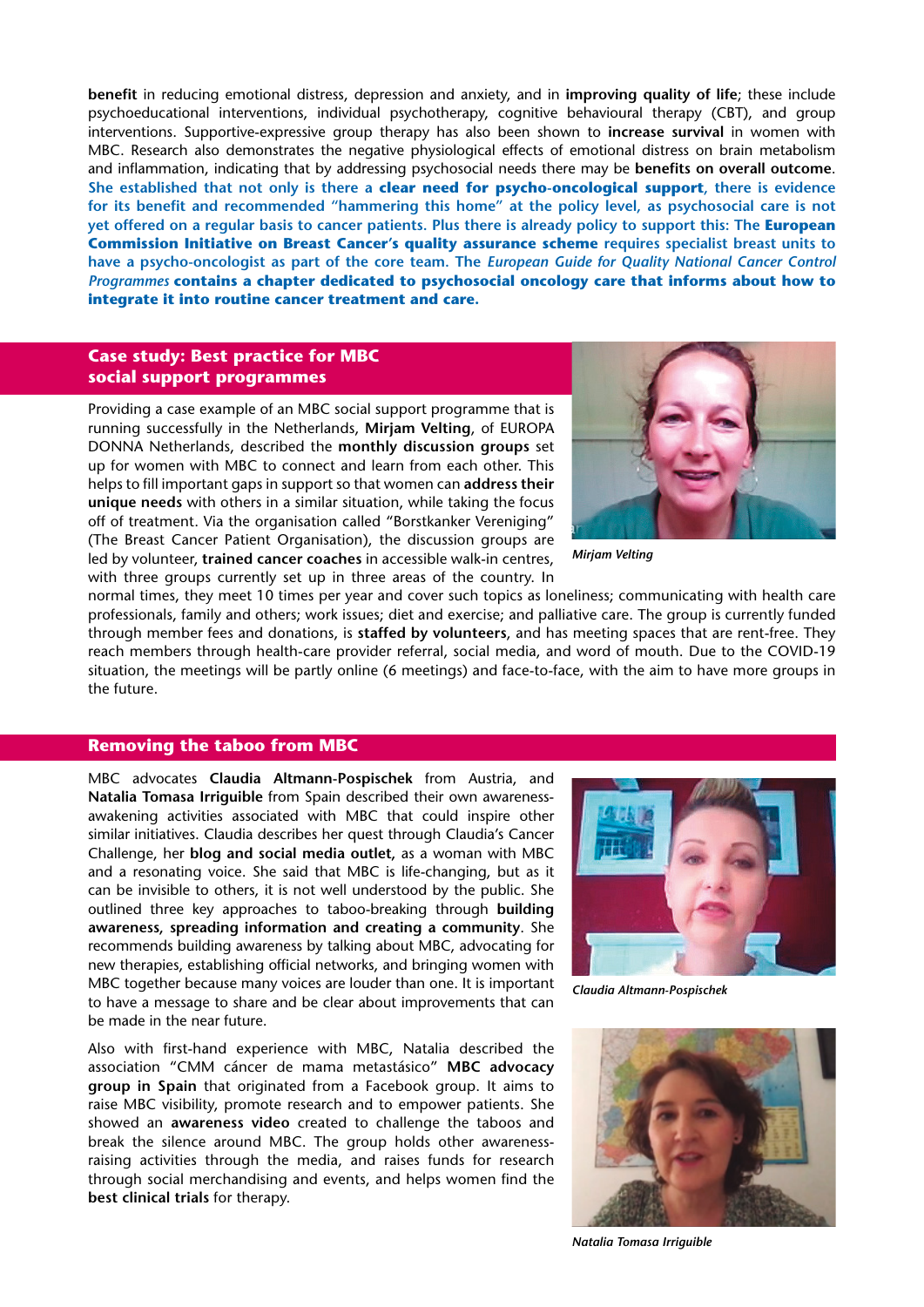**benefit** in reducing emotional distress, depression and anxiety, and in **improving quality of life**; these include psychoeducational interventions, individual psychotherapy, cognitive behavioural therapy (CBT), and group interventions. Supportive-expressive group therapy has also been shown to **increase survival** in women with MBC. Research also demonstrates the negative physiological effects of emotional distress on brain metabolism and inflammation, indicating that by addressing psychosocial needs there may be **benefits on overall outcome**. **She established that not only is there a clear need for psycho-oncological support, there is evidence for its benefit and recommended "hammering this home" at the policy level, as psychosocial care is not yet offered on a regular basis to cancer patients. Plus there is already policy to support this: The European Commission Initiative on Breast Cancer's quality assurance scheme requires specialist breast units to have a psycho-oncologist as part of the core team. The *European Guide for Quality National Cancer Control Programmes* contains a chapter dedicated to psychosocial oncology care that informs about how to integrate it into routine cancer treatment and care.**

## Case study: Best practice for MBC social support programmes

Providing a case example of an MBC social support programme that is running successfully in the Netherlands, **Mirjam Velting**, of EUROPA DONNA Netherlands, described the **monthly discussion groups** set up for women with MBC to connect and learn from each other. This helps to fill important gaps in support so that women can **address their unique needs** with others in a similar situation, while taking the focus off of treatment. Via the organisation called "Borstkanker Vereniging" (The Breast Cancer Patient Organisation), the discussion groups are led by volunteer, **trained cancer coaches** in accessible walk-in centres, with three groups currently set up in three areas of the country. In normal times, they meet 10 times per year and cover such topics as loneliness; communicating with health care professionals, family and others; work issues; diet and exercise; and palliative care. The group is currently funded through member fees and donations, is **staffed by volunteers**, and has meeting spaces that are rent-free. They reach members through health-care provider referral, social media, and word of mouth. Due to the COVID-19 situation, the meetings will be partly online (6 meetings) and face-to-face, with the aim to have more groups in the future.

*Mirjam Velting*

## Removing the taboo from MBC

MBC advocates **Claudia Altmann-Pospischek** from Austria, and **Natalia Tomasa Irriguible** from Spain described their own awareness-awakening activities associated with MBC that could inspire other similar initiatives. Claudia describes her quest through Claudia's Cancer Challenge, her **blog and social media outlet,** as a woman with MBC and a resonating voice. She said that MBC is life-changing, but as it can be invisible to others, it is not well understood by the public. She outlined three key approaches to taboo-breaking through **building awareness, spreading information and creating a community**. She recommends building awareness by talking about MBC, advocating for new therapies, establishing official networks, and bringing women with MBC together because many voices are louder than one. It is important to have a message to share and be clear about improvements that can be made in the near future.

*Claudia Altmann-Pospischek*

Also with first-hand experience with MBC, Natalia described the association "CMM cáncer de mama metastásico" **MBC advocacy group in Spain** that originated from a Facebook group. It aims to raise MBC visibility, promote research and to empower patients. She showed an **awareness video** created to challenge the taboos and break the silence around MBC. The group holds other awareness-raising activities through the media, and raises funds for research through social merchandising and events, and helps women find the **best clinical trials** for therapy.

*Natalia Tomasa Irriguible*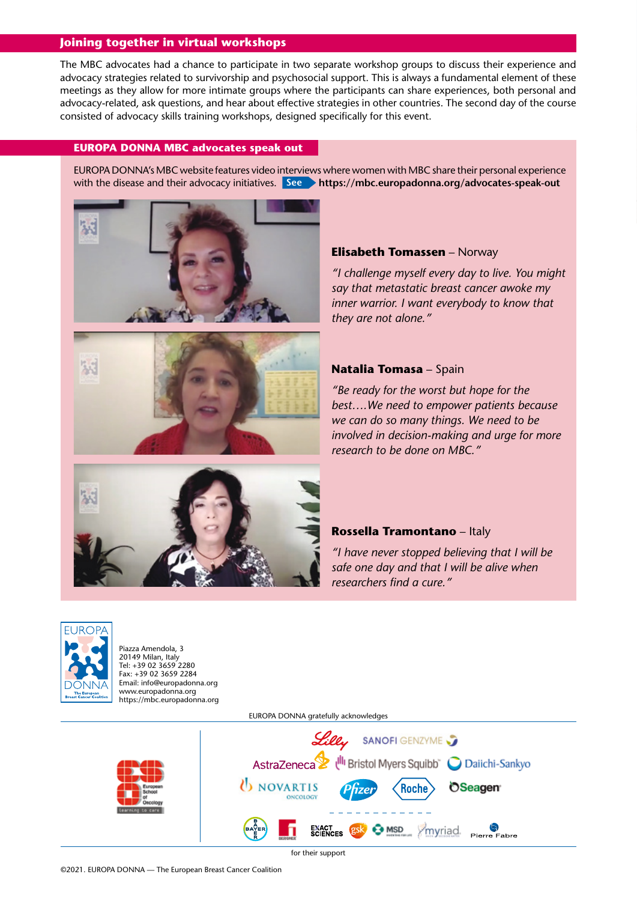## Joining together in virtual workshops

The MBC advocates had a chance to participate in two separate workshop groups to discuss their experience and advocacy strategies related to survivorship and psychosocial support. This is always a fundamental element of these meetings as they allow for more intimate groups where the participants can share experiences, both personal and advocacy-related, ask questions, and hear about effective strategies in other countries. The second day of the course consisted of advocacy skills training workshops, designed specifically for this event.

### EUROPA DONNA MBC advocates speak out

EUROPA DONNA's MBC website features video interviews where women with MBC share their personal experience with the disease and their advocacy initiatives. See **https://mbc.europadonna.org/advocates-speak-out**

**Elisabeth Tomassen** – Norway

*"I challenge myself every day to live. You might say that metastatic breast cancer awoke my inner warrior. I want everybody to know that they are not alone."*

**Natalia Tomasa** – Spain

*"Be ready for the worst but hope for the best….We need to empower patients because we can do so many things. We need to be involved in decision-making and urge for more research to be done on MBC."*

**Rossella Tramontano** – Italy

*"I have never stopped believing that I will be safe one day and that I will be alive when researchers find a cure."*

EUROPA DONNA
The European Breast Cancer Coalition

Piazza Amendola, 3
20149 Milan, Italy
Tel: +39 02 3659 2280
Fax: +39 02 3659 2284
Email: info@europadonna.org
www.europadonna.org
https://mbc.europadonna.org

EUROPA DONNA gratefully acknowledges

European School of Oncology — learning to care

Lilly, SANOFI GENZYME, AstraZeneca, Bristol Myers Squibb, Daiichi-Sankyo, NOVARTIS ONCOLOGY, Pfizer, Roche, Seagen

BAYER, BERGNER, EXACT SCIENCES, gsk, MSD, myriad, Pierre Fabre

for their support

©2021. EUROPA DONNA — The European Breast Cancer Coalition